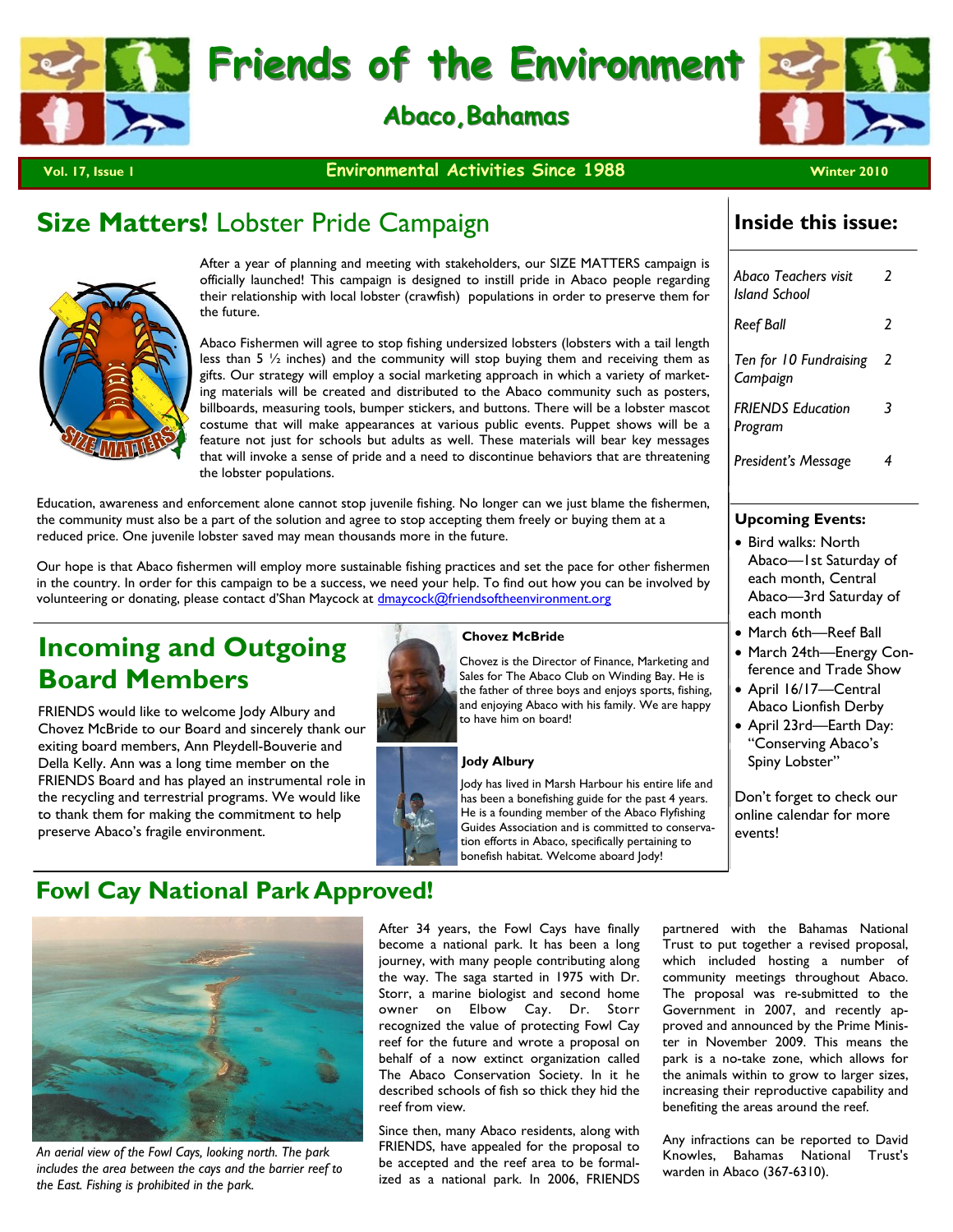# Friends of the Environment

## Abaco, Bahamas

Vol. 17, Issue 1 — Environmental Activities Since 1988 — Winter 2010

## Size Matters! Lobster Pride Campaign

After a year of planning and meeting with stakeholders, our SIZE MATTERS campaign is officially launched! This campaign is designed to instill pride in Abaco people regarding their relationship with local lobster (crawfish) populations in order to preserve them for the future.

Abaco Fishermen will agree to stop fishing undersized lobsters (lobsters with a tail length less than 5 ½ inches) and the community will stop buying them and receiving them as gifts. Our strategy will employ a social marketing approach in which a variety of marketing materials will be created and distributed to the Abaco community such as posters, billboards, measuring tools, bumper stickers, and buttons. There will be a lobster mascot costume that will make appearances at various public events. Puppet shows will be a feature not just for schools but adults as well. These materials will bear key messages that will invoke a sense of pride and a need to discontinue behaviors that are threatening the lobster populations.

Education, awareness and enforcement alone cannot stop juvenile fishing. No longer can we just blame the fishermen, the community must also be a part of the solution and agree to stop accepting them freely or buying them at a reduced price. One juvenile lobster saved may mean thousands more in the future.

Our hope is that Abaco fishermen will employ more sustainable fishing practices and set the pace for other fishermen in the country. In order for this campaign to be a success, we need your help. To find out how you can be involved by volunteering or donating, please contact d'Shan Maycock at dmaycock@friendsoftheenvironment.org

## Incoming and Outgoing Board Members

FRIENDS would like to welcome Jody Albury and Chovez McBride to our Board and sincerely thank our exiting board members, Ann Pleydell-Bouverie and Della Kelly. Ann was a long time member on the FRIENDS Board and has played an instrumental role in the recycling and terrestrial programs. We would like to thank them for making the commitment to help preserve Abaco's fragile environment.

**Chovez McBride**

Chovez is the Director of Finance, Marketing and Sales for The Abaco Club on Winding Bay. He is the father of three boys and enjoys sports, fishing, and enjoying Abaco with his family. We are happy to have him on board!

**Jody Albury**

Jody has lived in Marsh Harbour his entire life and has been a bonefishing guide for the past 4 years. He is a founding member of the Abaco Flyfishing Guides Association and is committed to conservation efforts in Abaco, specifically pertaining to bonefish habitat. Welcome aboard Jody!

## Fowl Cay National Park Approved!

*An aerial view of the Fowl Cays, looking north. The park includes the area between the cays and the barrier reef to the East. Fishing is prohibited in the park.*

After 34 years, the Fowl Cays have finally become a national park. It has been a long journey, with many people contributing along the way. The saga started in 1975 with Dr. Storr, a marine biologist and second home owner on Elbow Cay. Dr. Storr recognized the value of protecting Fowl Cay reef for the future and wrote a proposal on behalf of a now extinct organization called The Abaco Conservation Society. In it he described schools of fish so thick they hid the reef from view.

Since then, many Abaco residents, along with FRIENDS, have appealed for the proposal to be accepted and the reef area to be formalized as a national park. In 2006, FRIENDS partnered with the Bahamas National Trust to put together a revised proposal, which included hosting a number of community meetings throughout Abaco. The proposal was re-submitted to the Government in 2007, and recently approved and announced by the Prime Minister in November 2009. This means the park is a no-take zone, which allows for the animals within to grow to larger sizes, increasing their reproductive capability and benefiting the areas around the reef.

Any infractions can be reported to David Knowles, Bahamas National Trust's warden in Abaco (367-6310).

## Inside this issue:

| | |
|---|---|
| *Abaco Teachers visit Island School* | 2 |
| *Reef Ball* | 2 |
| *Ten for 10 Fundraising Campaign* | 2 |
| *FRIENDS Education Program* | 3 |
| *President's Message* | 4 |

**Upcoming Events:**

- Bird walks: North Abaco—1st Saturday of each month, Central Abaco—3rd Saturday of each month
- March 6th—Reef Ball
- March 24th—Energy Conference and Trade Show
- April 16/17—Central Abaco Lionfish Derby
- April 23rd—Earth Day: "Conserving Abaco's Spiny Lobster"

Don't forget to check our online calendar for more events!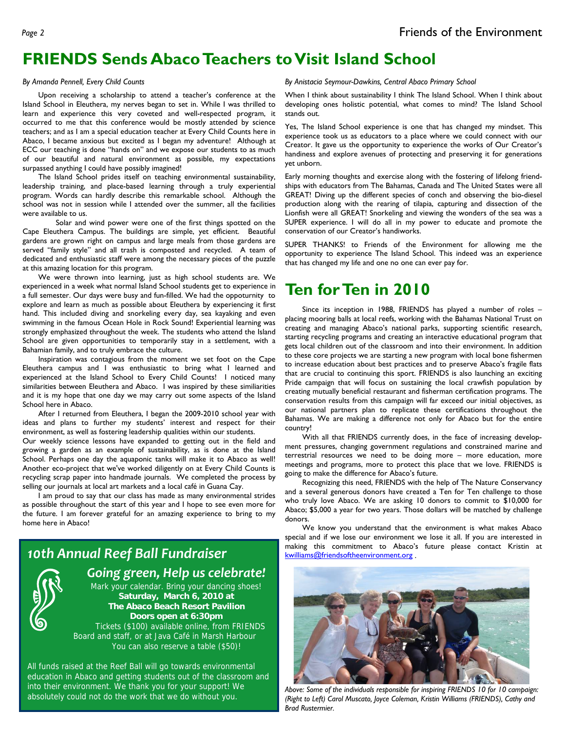# FRIENDS Sends Abaco Teachers to Visit Island School

*By Amanda Pennell, Every Child Counts*

Upon receiving a scholarship to attend a teacher's conference at the Island School in Eleuthera, my nerves began to set in. While I was thrilled to learn and experience this very coveted and well-respected program, it occurred to me that this conference would be mostly attended by science teachers; and as I am a special education teacher at Every Child Counts here in Abaco, I became anxious but excited as I began my adventure! Although at ECC our teaching is done "hands on" and we expose our students to as much of our beautiful and natural environment as possible, my expectations surpassed anything I could have possibly imagined!

The Island School prides itself on teaching environmental sustainability, leadership training, and place-based learning through a truly experiential program. Words can hardly describe this remarkable school. Although the school was not in session while I attended over the summer, all the facilities were available to us.

Solar and wind power were one of the first things spotted on the Cape Eleuthera Campus. The buildings are simple, yet efficient. Beautiful gardens are grown right on campus and large meals from those gardens are served "family style" and all trash is composted and recycled. A team of dedicated and enthusiastic staff were among the necessary pieces of the puzzle at this amazing location for this program.

We were thrown into learning, just as high school students are. We experienced in a week what normal Island School students get to experience in a full semester. Our days were busy and fun-filled. We had the oppoturnity to explore and learn as much as possible about Eleuthera by experiencing it first hand. This included diving and snorkeling every day, sea kayaking and even swimming in the famous Ocean Hole in Rock Sound! Experiential learning was strongly emphasized throughout the week. The students who attend the Island School are given opportunities to temporarily stay in a settlement, with a Bahamian family, and to truly embrace the culture.

Inspiration was contagious from the moment we set foot on the Cape Eleuthera campus and I was enthusiastic to bring what I learned and experienced at the Island School to Every Child Counts! I noticed many similarities between Eleuthera and Abaco. I was inspired by these similiarities and it is my hope that one day we may carry out some aspects of the Island School here in Abaco.

After I returned from Eleuthera, I began the 2009-2010 school year with ideas and plans to further my students' interest and respect for their environment, as well as fostering leadership qualities within our students.

Our weekly science lessons have expanded to getting out in the field and growing a garden as an example of sustainability, as is done at the Island School. Perhaps one day the aquaponic tanks will make it to Abaco as well! Another eco-project that we've worked diligently on at Every Child Counts is recycling scrap paper into handmade journals. We completed the process by selling our journals at local art markets and a local café in Guana Cay.

I am proud to say that our class has made as many environmental strides as possible throughout the start of this year and I hope to see even more for the future. I am forever grateful for an amazing experience to bring to my home here in Abaco!

*By Anistacia Seymour-Dawkins, Central Abaco Primary School*

When I think about sustainability I think The Island School. When I think about developing ones holistic potential, what comes to mind? The Island School stands out.

Yes, The Island School experience is one that has changed my mindset. This experience took us as educators to a place where we could connect with our Creator. It gave us the opportunity to experience the works of Our Creator's handiness and explore avenues of protecting and preserving it for generations yet unborn.

Early morning thoughts and exercise along with the fostering of lifelong friendships with educators from The Bahamas, Canada and The United States were all GREAT! Diving up the different species of conch and observing the bio-diesel production along with the rearing of tilapia, capturing and dissection of the Lionfish were all GREAT! Snorkeling and viewing the wonders of the sea was a SUPER experience. I will do all in my power to educate and promote the conservation of our Creator's handiworks.

SUPER THANKS! to Friends of the Environment for allowing me the opportunity to experience The Island School. This indeed was an experience that has changed my life and one no one can ever pay for.

## 10th Annual Reef Ball Fundraiser

### Going green, Help us celebrate!

Mark your calendar. Bring your dancing shoes!
**Saturday, March 6, 2010 at**
**The Abaco Beach Resort Pavilion**
**Doors open at 6:30pm**
Tickets ($100) available online, from FRIENDS Board and staff, or at Java Café in Marsh Harbour
You can also reserve a table ($50)!

All funds raised at the Reef Ball will go towards environmental education in Abaco and getting students out of the classroom and into their environment. We thank you for your support! We absolutely could not do the work that we do without you.

# Ten for Ten in 2010

Since its inception in 1988, FRIENDS has played a number of roles – placing mooring balls at local reefs, working with the Bahamas National Trust on creating and managing Abaco's national parks, supporting scientific research, starting recycling programs and creating an interactive educational program that gets local children out of the classroom and into their environment. In addition to these core projects we are starting a new program with local bone fishermen to increase education about best practices and to preserve Abaco's fragile flats that are crucial to continuing this sport. FRIENDS is also launching an exciting Pride campaign that will focus on sustaining the local crawfish population by creating mutually beneficial restaurant and fisherman certification programs. The conservation results from this campaign will far exceed our initial objectives, as our national partners plan to replicate these certifications throughout the Bahamas. We are making a difference not only for Abaco but for the entire country!

With all that FRIENDS currently does, in the face of increasing development pressures, changing government regulations and constrained marine and terrestrial resources we need to be doing more – more education, more meetings and programs, more to protect this place that we love. FRIENDS is going to make the difference for Abaco's future.

Recognizing this need, FRIENDS with the help of The Nature Conservancy and a several generous donors have created a Ten for Ten challenge to those who truly love Abaco. We are asking 10 donors to commit to $10,000 for Abaco; $5,000 a year for two years. Those dollars will be matched by challenge donors.

We know you understand that the environment is what makes Abaco special and if we lose our environment we lose it all. If you are interested in making this commitment to Abaco's future please contact Kristin at kwilliams@friendsoftheenvironment.org .

*Above: Some of the individuals responsible for inspiring FRIENDS 10 for 10 campaign: (Right to Left) Carol Muscato, Joyce Coleman, Kristin Williams (FRIENDS), Cathy and Brad Rustermier.*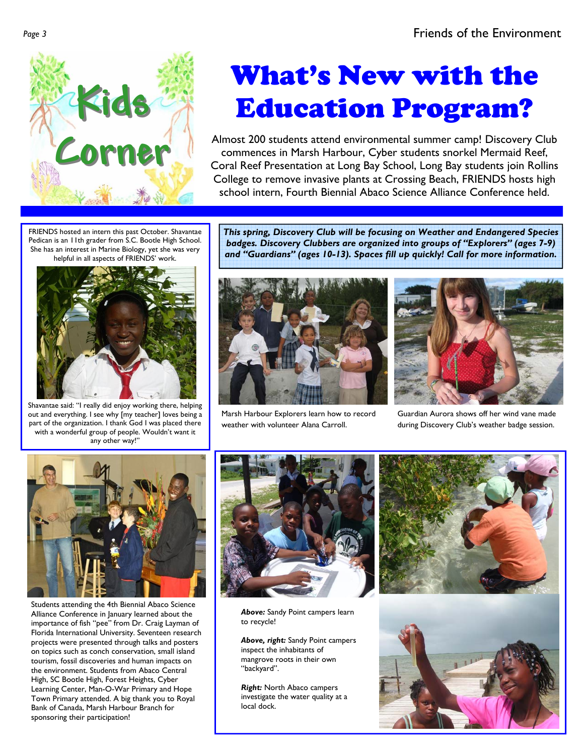# What's New with the Education Program?

Kids Corner

Almost 200 students attend environmental summer camp! Discovery Club commences in Marsh Harbour, Cyber students snorkel Mermaid Reef, Coral Reef Presentation at Long Bay School, Long Bay students join Rollins College to remove invasive plants at Crossing Beach, FRIENDS hosts high school intern, Fourth Biennial Abaco Science Alliance Conference held.

FRIENDS hosted an intern this past October. Shavantae Pedican is an 11th grader from S.C. Bootle High School. She has an interest in Marine Biology, yet she was very helpful in all aspects of FRIENDS' work.

Shavantae said: "I really did enjoy working there, helping out and everything. I see why [my teacher] loves being a part of the organization. I thank God I was placed there with a wonderful group of people. Wouldn't want it any other way!"

***This spring, Discovery Club will be focusing on Weather and Endangered Species badges. Discovery Clubbers are organized into groups of "Explorers" (ages 7-9) and "Guardians" (ages 10-13). Spaces fill up quickly! Call for more information.***

Marsh Harbour Explorers learn how to record weather with volunteer Alana Carroll.

Guardian Aurora shows off her wind vane made during Discovery Club's weather badge session.

Students attending the 4th Biennial Abaco Science Alliance Conference in January learned about the importance of fish "pee" from Dr. Craig Layman of Florida International University. Seventeen research projects were presented through talks and posters on topics such as conch conservation, small island tourism, fossil discoveries and human impacts on the environment. Students from Abaco Central High, SC Bootle High, Forest Heights, Cyber Learning Center, Man-O-War Primary and Hope Town Primary attended. A big thank you to Royal Bank of Canada, Marsh Harbour Branch for sponsoring their participation!

***Above:*** Sandy Point campers learn to recycle!

***Above, right:*** Sandy Point campers inspect the inhabitants of mangrove roots in their own "backyard".

***Right:*** North Abaco campers investigate the water quality at a local dock.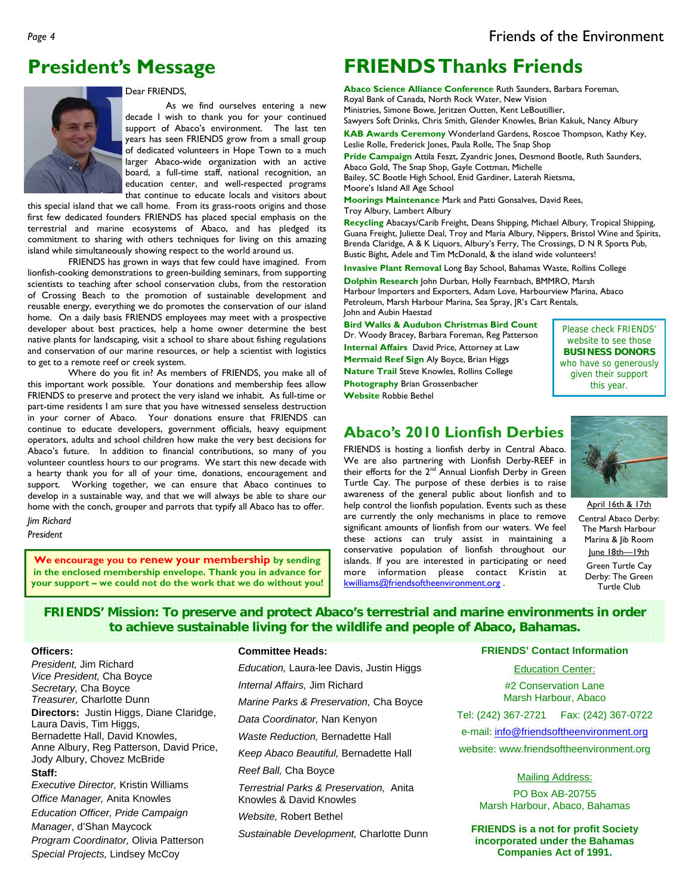## President's Message

Dear FRIENDS,

As we find ourselves entering a new decade I wish to thank you for your continued support of Abaco's environment. The last ten years has seen FRIENDS grow from a small group of dedicated volunteers in Hope Town to a much larger Abaco-wide organization with an active board, a full-time staff, national recognition, an education center, and well-respected programs that continue to educate locals and visitors about this special island that we call home. From its grass-roots origins and those first few dedicated founders FRIENDS has placed special emphasis on the terrestrial and marine ecosystems of Abaco, and has pledged its commitment to sharing with others techniques for living on this amazing island while simultaneously showing respect to the world around us.

FRIENDS has grown in ways that few could have imagined. From lionfish-cooking demonstrations to green-building seminars, from supporting scientists to teaching after school conservation clubs, from the restoration of Crossing Beach to the promotion of sustainable development and reusable energy, everything we do promotes the conservation of our island home. On a daily basis FRIENDS employees may meet with a prospective developer about best practices, help a home owner determine the best native plants for landscaping, visit a school to share about fishing regulations and conservation of our marine resources, or help a scientist with logistics to get to a remote reef or creek system.

Where do you fit in? As members of FRIENDS, you make all of this important work possible. Your donations and membership fees allow FRIENDS to preserve and protect the very island we inhabit. As full-time or part-time residents I am sure that you have witnessed senseless destruction in your corner of Abaco. Your donations ensure that FRIENDS can continue to educate developers, government officials, heavy equipment operators, adults and school children how make the very best decisions for Abaco's future. In addition to financial contributions, so many of you volunteer countless hours to our programs. We start this new decade with a hearty thank you for all of your time, donations, encouragement and support. Working together, we can ensure that Abaco continues to develop in a sustainable way, and that we will always be able to share our home with the conch, grouper and parrots that typify all Abaco has to offer.

*Jim Richard*
*President*

**We encourage you to renew your membership by sending in the enclosed membership envelope. Thank you in advance for your support – we could not do the work that we do without you!**

## FRIENDS Thanks Friends

**Abaco Science Alliance Conference** Ruth Saunders, Barbara Foreman, Royal Bank of Canada, North Rock Water, New Vision Ministries, Simone Bowe, Jeritzen Outten, Kent LeBoutillier, Sawyers Soft Drinks, Chris Smith, Glender Knowles, Brian Kakuk, Nancy Albury

**KAB Awards Ceremony** Wonderland Gardens, Roscoe Thompson, Kathy Key, Leslie Rolle, Frederick Jones, Paula Rolle, The Snap Shop

**Pride Campaign** Attila Feszt, Zyandric Jones, Desmond Bootle, Ruth Saunders, Abaco Gold, The Snap Shop, Gayle Cottman, Michelle Bailey, SC Bootle High School, Enid Gardiner, Laterah Rietsma, Moore's Island All Age School

**Moorings Maintenance** Mark and Patti Gonsalves, David Rees, Troy Albury, Lambert Albury

**Recycling** Abacays/Carib Freight, Deans Shipping, Michael Albury, Tropical Shipping, Guana Freight, Juliette Deal, Troy and Maria Albury, Nippers, Bristol Wine and Spirits, Brenda Claridge, A & K Liquors, Albury's Ferry, The Crossings, D N R Sports Pub, Bustic Bight, Adele and Tim McDonald, & the island wide volunteers!

**Invasive Plant Removal** Long Bay School, Bahamas Waste, Rollins College

**Dolphin Research** John Durban, Holly Fearnbach, BMMRO, Marsh Harbour Importers and Exporters, Adam Love, Harbourview Marina, Abaco Petroleum, Marsh Harbour Marina, Sea Spray, JR's Cart Rentals, John and Aubin Haestad

**Bird Walks & Audubon Christmas Bird Count** Dr. Woody Bracey, Barbara Foreman, Reg Patterson

**Internal Affairs** David Price, Attorney at Law

**Mermaid Reef Sign** Aly Boyce, Brian Higgs

**Nature Trail** Steve Knowles, Rollins College

**Photography** Brian Grossenbacher

**Website** Robbie Bethel

Please check FRIENDS' website to see those **BUSINESS DONORS** who have so generously given their support this year.

## Abaco's 2010 Lionfish Derbies

FRIENDS is hosting a lionfish derby in Central Abaco. We are also partnering with Lionfish Derby-REEF in their efforts for the 2nd Annual Lionfish Derby in Green Turtle Cay. The purpose of these derbies is to raise awareness of the general public about lionfish and to help control the lionfish population. Events such as these are currently the only mechanisms in place to remove significant amounts of lionfish from our waters. We feel these actions can truly assist in maintaining a conservative population of lionfish throughout our islands. If you are interested in participating or need more information please contact Kristin at kwilliams@friendsoftheenvironment.org .

April 16th & 17th

Central Abaco Derby: The Marsh Harbour Marina & Jib Room

June 18th—19th

Green Turtle Cay Derby: The Green Turtle Club

**FRIENDS' Mission: To preserve and protect Abaco's terrestrial and marine environments in order to achieve sustainable living for the wildlife and people of Abaco, Bahamas.**

**Officers:**

*President,* Jim Richard
*Vice President,* Cha Boyce
*Secretary,* Cha Boyce
*Treasurer,* Charlotte Dunn

**Directors:** Justin Higgs, Diane Claridge, Laura Davis, Tim Higgs, Bernadette Hall, David Knowles, Anne Albury, Reg Patterson, David Price, Jody Albury, Chovez McBride

**Staff:**

*Executive Director,* Kristin Williams
*Office Manager,* Anita Knowles
*Education Officer, Pride Campaign Manager*, d'Shan Maycock
*Program Coordinator,* Olivia Patterson
*Special Projects,* Lindsey McCoy

**Committee Heads:**

*Education,* Laura-lee Davis, Justin Higgs
*Internal Affairs,* Jim Richard
*Marine Parks & Preservation,* Cha Boyce
*Data Coordinator,* Nan Kenyon
*Waste Reduction,* Bernadette Hall
*Keep Abaco Beautiful,* Bernadette Hall
*Reef Ball,* Cha Boyce
*Terrestrial Parks & Preservation,* Anita Knowles & David Knowles
*Website,* Robert Bethel
*Sustainable Development,* Charlotte Dunn

**FRIENDS' Contact Information**

Education Center:

#2 Conservation Lane
Marsh Harbour, Abaco

Tel: (242) 367-2721 Fax: (242) 367-0722

e-mail: info@friendsoftheenvironment.org

website: www.friendsoftheenvironment.org

Mailing Address:

PO Box AB-20755
Marsh Harbour, Abaco, Bahamas

**FRIENDS is a not for profit Society incorporated under the Bahamas Companies Act of 1991.**